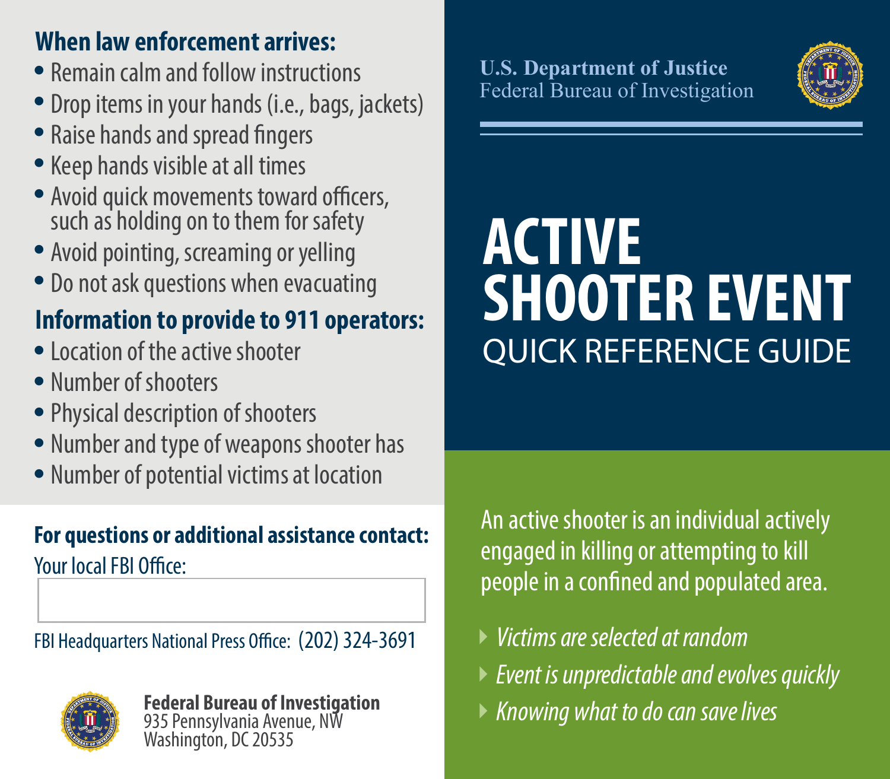U.S. Department of Justice
Federal Bureau of Investigation

# ACTIVE SHOOTER EVENT

## QUICK REFERENCE GUIDE

An active shooter is an individual actively engaged in killing or attempting to kill people in a confined and populated area.

- *Victims are selected at random*
- *Event is unpredictable and evolves quickly*
- *Knowing what to do can save lives*

### When law enforcement arrives:

- Remain calm and follow instructions
- Drop items in your hands (i.e., bags, jackets)
- Raise hands and spread fingers
- Keep hands visible at all times
- Avoid quick movements toward officers, such as holding on to them for safety
- Avoid pointing, screaming or yelling
- Do not ask questions when evacuating

### Information to provide to 911 operators:

- Location of the active shooter
- Number of shooters
- Physical description of shooters
- Number and type of weapons shooter has
- Number of potential victims at location

### For questions or additional assistance contact:

Your local FBI Office:

FBI Headquarters National Press Office: (202) 324-3691

**Federal Bureau of Investigation**
935 Pennsylvania Avenue, NW
Washington, DC 20535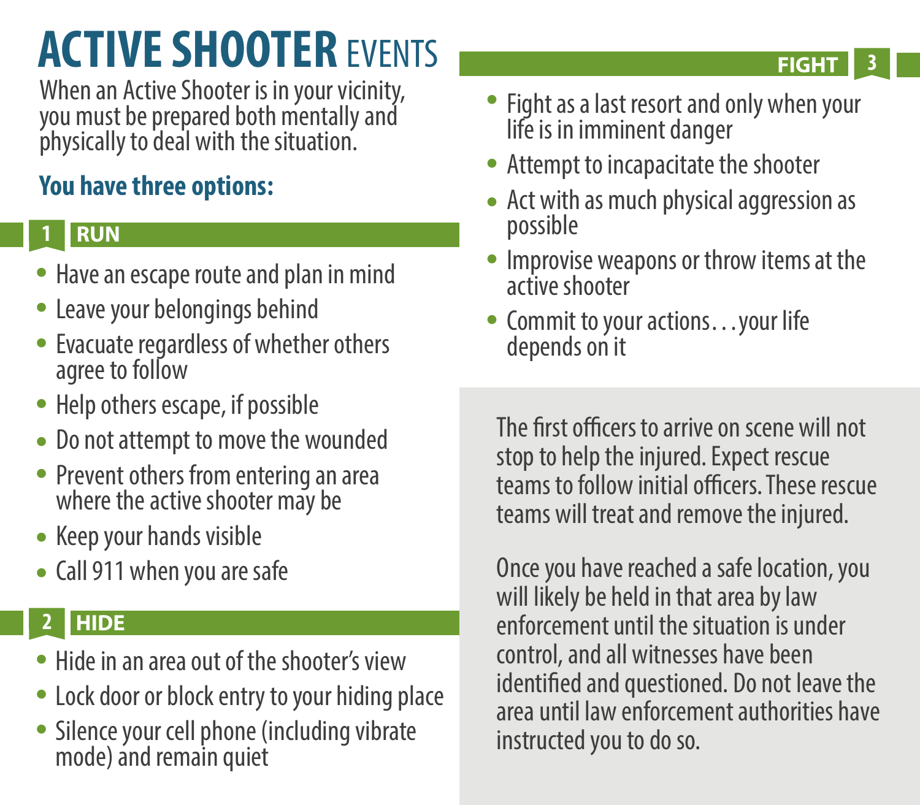# ACTIVE SHOOTER EVENTS

When an Active Shooter is in your vicinity, you must be prepared both mentally and physically to deal with the situation.

## You have three options:

### 1 RUN

- Have an escape route and plan in mind
- Leave your belongings behind
- Evacuate regardless of whether others agree to follow
- Help others escape, if possible
- Do not attempt to move the wounded
- Prevent others from entering an area where the active shooter may be
- Keep your hands visible
- Call 911 when you are safe

### 2 HIDE

- Hide in an area out of the shooter's view
- Lock door or block entry to your hiding place
- Silence your cell phone (including vibrate mode) and remain quiet

### 3 FIGHT

- Fight as a last resort and only when your life is in imminent danger
- Attempt to incapacitate the shooter
- Act with as much physical aggression as possible
- Improvise weapons or throw items at the active shooter
- Commit to your actions. . . your life depends on it

The first officers to arrive on scene will not stop to help the injured. Expect rescue teams to follow initial officers. These rescue teams will treat and remove the injured.

Once you have reached a safe location, you will likely be held in that area by law enforcement until the situation is under control, and all witnesses have been identified and questioned. Do not leave the area until law enforcement authorities have instructed you to do so.